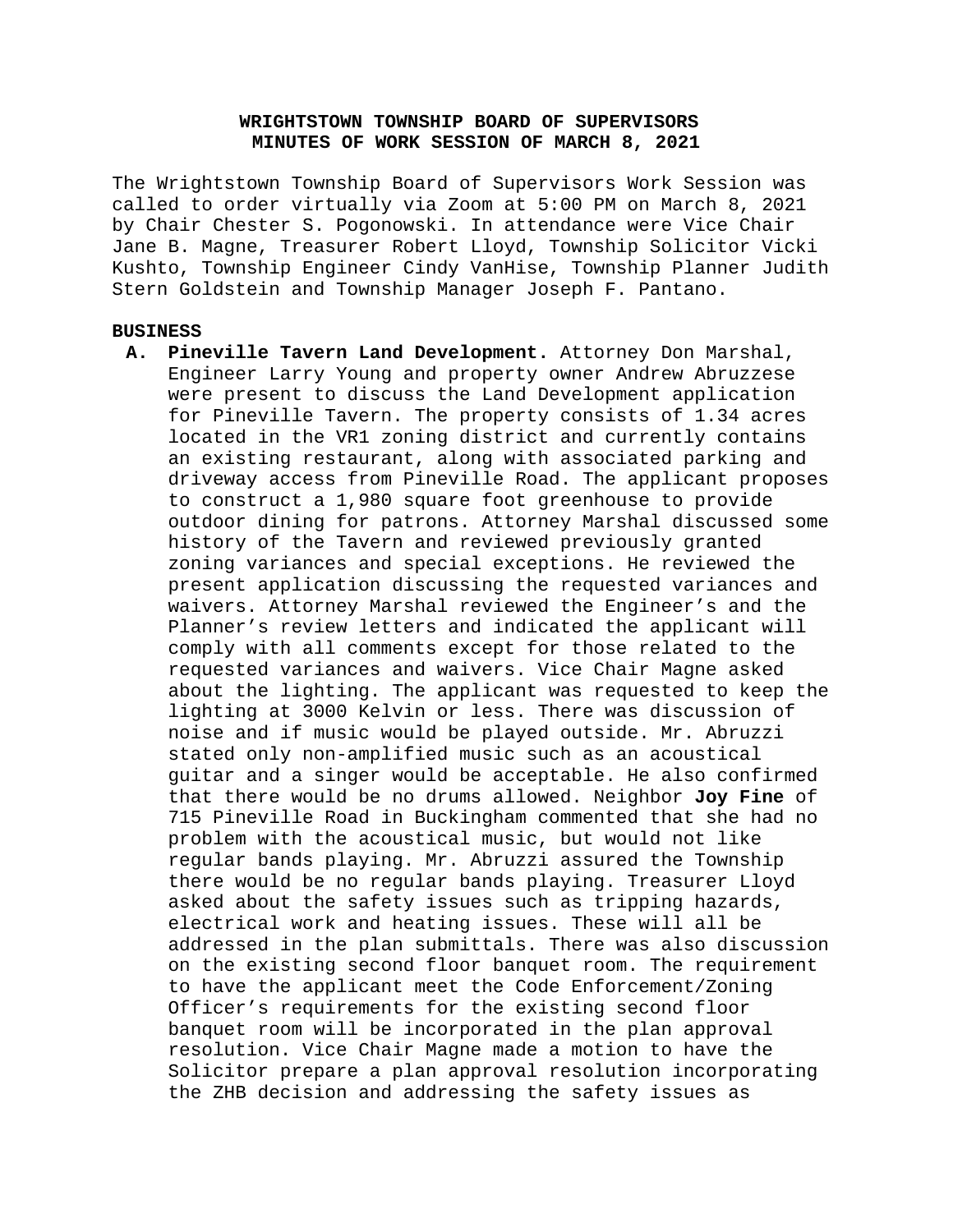# WRIGHTSTOWN TOWNSHIP BOARD OF SUPERVISORS
## MINUTES OF WORK SESSION OF MARCH 8, 2021

The Wrightstown Township Board of Supervisors Work Session was called to order virtually via Zoom at 5:00 PM on March 8, 2021 by Chair Chester S. Pogonowski. In attendance were Vice Chair Jane B. Magne, Treasurer Robert Lloyd, Township Solicitor Vicki Kushto, Township Engineer Cindy VanHise, Township Planner Judith Stern Goldstein and Township Manager Joseph F. Pantano.

**BUSINESS**

A. **Pineville Tavern Land Development.** Attorney Don Marshal, Engineer Larry Young and property owner Andrew Abruzzese were present to discuss the Land Development application for Pineville Tavern. The property consists of 1.34 acres located in the VR1 zoning district and currently contains an existing restaurant, along with associated parking and driveway access from Pineville Road. The applicant proposes to construct a 1,980 square foot greenhouse to provide outdoor dining for patrons. Attorney Marshal discussed some history of the Tavern and reviewed previously granted zoning variances and special exceptions. He reviewed the present application discussing the requested variances and waivers. Attorney Marshal reviewed the Engineer's and the Planner's review letters and indicated the applicant will comply with all comments except for those related to the requested variances and waivers. Vice Chair Magne asked about the lighting. The applicant was requested to keep the lighting at 3000 Kelvin or less. There was discussion of noise and if music would be played outside. Mr. Abruzzi stated only non-amplified music such as an acoustical guitar and a singer would be acceptable. He also confirmed that there would be no drums allowed. Neighbor **Joy Fine** of 715 Pineville Road in Buckingham commented that she had no problem with the acoustical music, but would not like regular bands playing. Mr. Abruzzi assured the Township there would be no regular bands playing. Treasurer Lloyd asked about the safety issues such as tripping hazards, electrical work and heating issues. These will all be addressed in the plan submittals. There was also discussion on the existing second floor banquet room. The requirement to have the applicant meet the Code Enforcement/Zoning Officer's requirements for the existing second floor banquet room will be incorporated in the plan approval resolution. Vice Chair Magne made a motion to have the Solicitor prepare a plan approval resolution incorporating the ZHB decision and addressing the safety issues as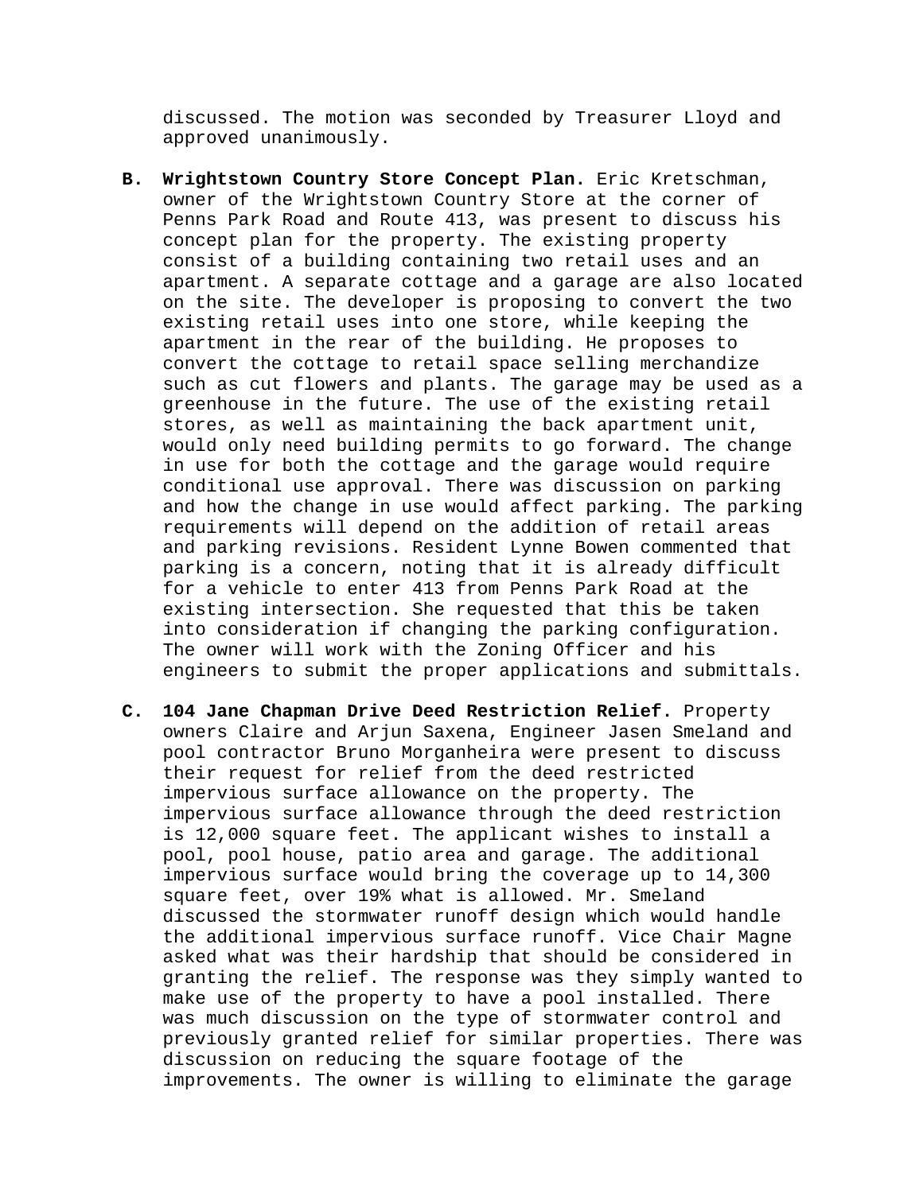discussed. The motion was seconded by Treasurer Lloyd and approved unanimously.

**B. Wrightstown Country Store Concept Plan.** Eric Kretschman, owner of the Wrightstown Country Store at the corner of Penns Park Road and Route 413, was present to discuss his concept plan for the property. The existing property consist of a building containing two retail uses and an apartment. A separate cottage and a garage are also located on the site. The developer is proposing to convert the two existing retail uses into one store, while keeping the apartment in the rear of the building. He proposes to convert the cottage to retail space selling merchandize such as cut flowers and plants. The garage may be used as a greenhouse in the future. The use of the existing retail stores, as well as maintaining the back apartment unit, would only need building permits to go forward. The change in use for both the cottage and the garage would require conditional use approval. There was discussion on parking and how the change in use would affect parking. The parking requirements will depend on the addition of retail areas and parking revisions. Resident Lynne Bowen commented that parking is a concern, noting that it is already difficult for a vehicle to enter 413 from Penns Park Road at the existing intersection. She requested that this be taken into consideration if changing the parking configuration. The owner will work with the Zoning Officer and his engineers to submit the proper applications and submittals.

**C. 104 Jane Chapman Drive Deed Restriction Relief.** Property owners Claire and Arjun Saxena, Engineer Jasen Smeland and pool contractor Bruno Morganheira were present to discuss their request for relief from the deed restricted impervious surface allowance on the property. The impervious surface allowance through the deed restriction is 12,000 square feet. The applicant wishes to install a pool, pool house, patio area and garage. The additional impervious surface would bring the coverage up to 14,300 square feet, over 19% what is allowed. Mr. Smeland discussed the stormwater runoff design which would handle the additional impervious surface runoff. Vice Chair Magne asked what was their hardship that should be considered in granting the relief. The response was they simply wanted to make use of the property to have a pool installed. There was much discussion on the type of stormwater control and previously granted relief for similar properties. There was discussion on reducing the square footage of the improvements. The owner is willing to eliminate the garage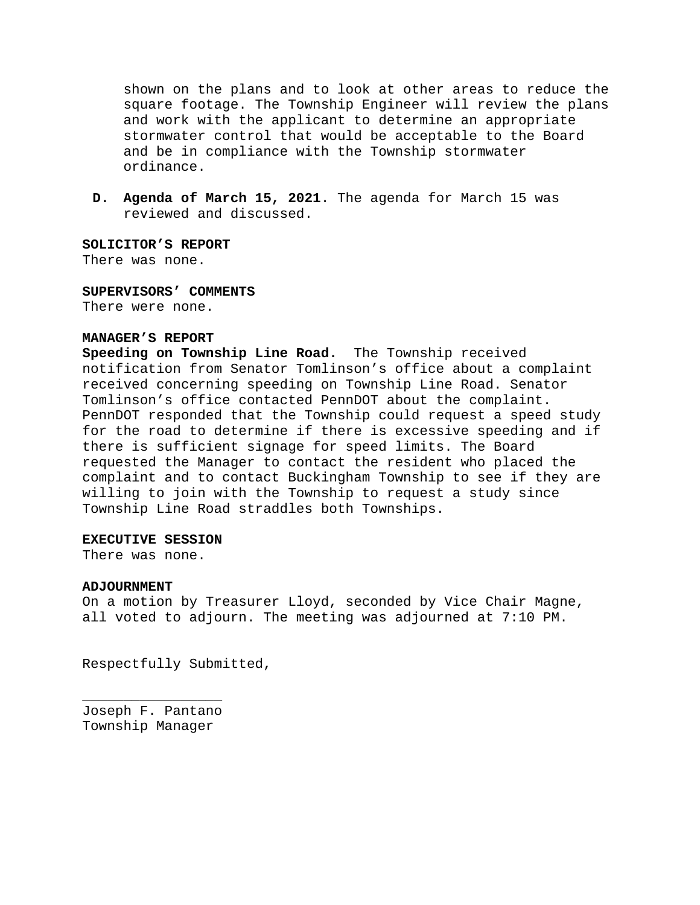shown on the plans and to look at other areas to reduce the square footage. The Township Engineer will review the plans and work with the applicant to determine an appropriate stormwater control that would be acceptable to the Board and be in compliance with the Township stormwater ordinance.

**D. Agenda of March 15, 2021**. The agenda for March 15 was reviewed and discussed.

**SOLICITOR'S REPORT**
There was none.

**SUPERVISORS' COMMENTS**
There were none.

**MANAGER'S REPORT**
**Speeding on Township Line Road.** The Township received notification from Senator Tomlinson's office about a complaint received concerning speeding on Township Line Road. Senator Tomlinson's office contacted PennDOT about the complaint. PennDOT responded that the Township could request a speed study for the road to determine if there is excessive speeding and if there is sufficient signage for speed limits. The Board requested the Manager to contact the resident who placed the complaint and to contact Buckingham Township to see if they are willing to join with the Township to request a study since Township Line Road straddles both Townships.

**EXECUTIVE SESSION**
There was none.

**ADJOURNMENT**
On a motion by Treasurer Lloyd, seconded by Vice Chair Magne, all voted to adjourn. The meeting was adjourned at 7:10 PM.

Respectfully Submitted,

_________________
Joseph F. Pantano
Township Manager